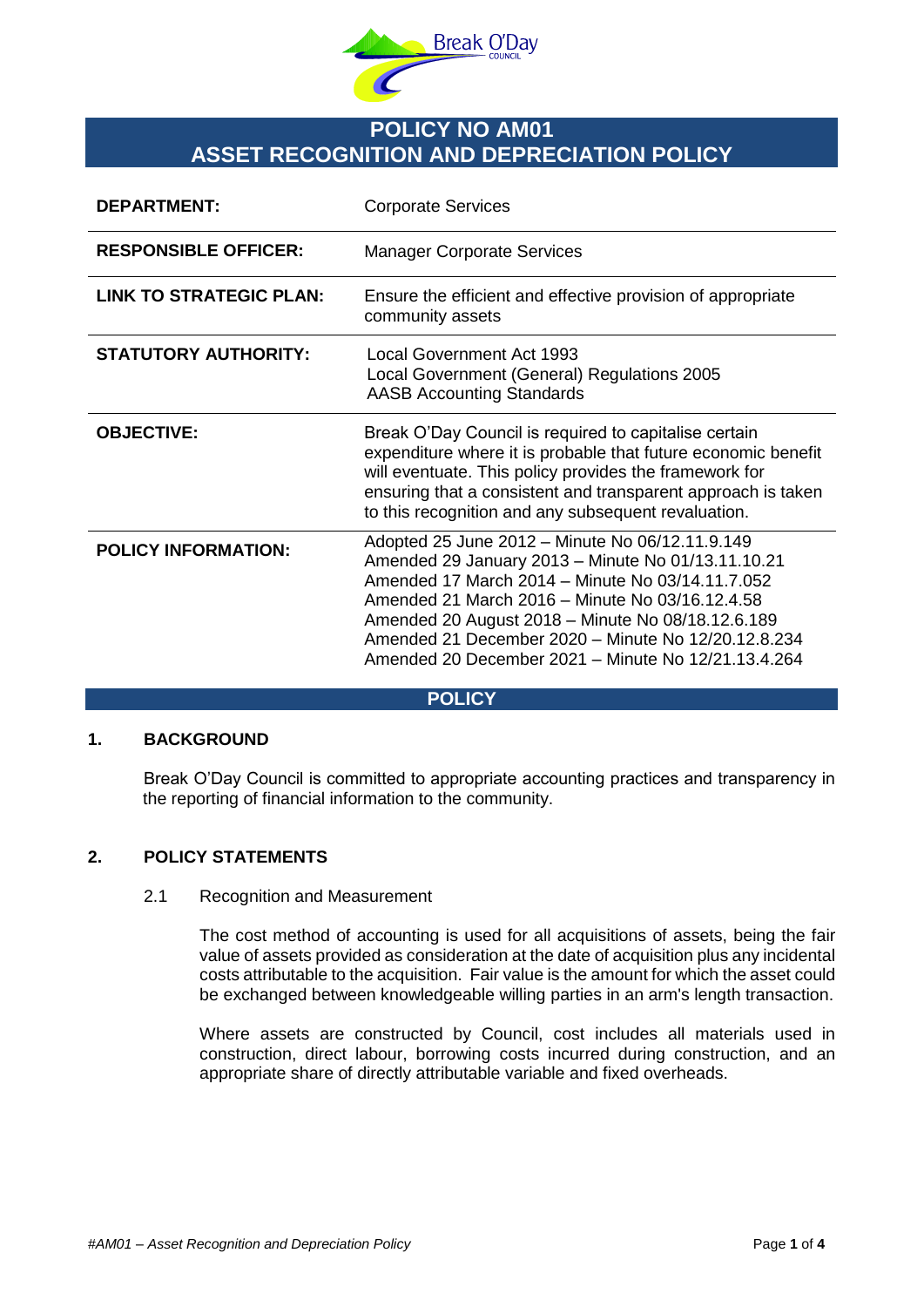# POLICY NO AM01
# ASSET RECOGNITION AND DEPRECIATION POLICY

| | |
|---|---|
| **DEPARTMENT:** | Corporate Services |
| **RESPONSIBLE OFFICER:** | Manager Corporate Services |
| **LINK TO STRATEGIC PLAN:** | Ensure the efficient and effective provision of appropriate community assets |
| **STATUTORY AUTHORITY:** | Local Government Act 1993<br>Local Government (General) Regulations 2005<br>AASB Accounting Standards |
| **OBJECTIVE:** | Break O'Day Council is required to capitalise certain expenditure where it is probable that future economic benefit will eventuate. This policy provides the framework for ensuring that a consistent and transparent approach is taken to this recognition and any subsequent revaluation. |
| **POLICY INFORMATION:** | Adopted 25 June 2012 – Minute No 06/12.11.9.149<br>Amended 29 January 2013 – Minute No 01/13.11.10.21<br>Amended 17 March 2014 – Minute No 03/14.11.7.052<br>Amended 21 March 2016 – Minute No 03/16.12.4.58<br>Amended 20 August 2018 – Minute No 08/18.12.6.189<br>Amended 21 December 2020 – Minute No 12/20.12.8.234<br>Amended 20 December 2021 – Minute No 12/21.13.4.264 |

## POLICY

### 1. BACKGROUND

Break O'Day Council is committed to appropriate accounting practices and transparency in the reporting of financial information to the community.

### 2. POLICY STATEMENTS

#### 2.1 Recognition and Measurement

The cost method of accounting is used for all acquisitions of assets, being the fair value of assets provided as consideration at the date of acquisition plus any incidental costs attributable to the acquisition. Fair value is the amount for which the asset could be exchanged between knowledgeable willing parties in an arm's length transaction.

Where assets are constructed by Council, cost includes all materials used in construction, direct labour, borrowing costs incurred during construction, and an appropriate share of directly attributable variable and fixed overheads.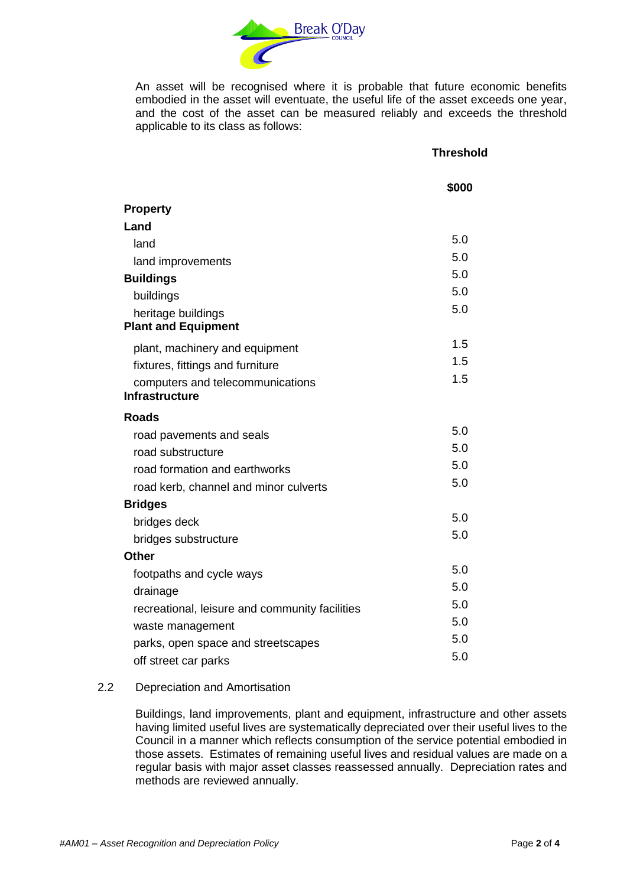An asset will be recognised where it is probable that future economic benefits embodied in the asset will eventuate, the useful life of the asset exceeds one year, and the cost of the asset can be measured reliably and exceeds the threshold applicable to its class as follows:

| | Threshold |
|---|---|
| | **$000** |
| **Property** | |
| **Land** | |
| land | 5.0 |
| land improvements | 5.0 |
| **Buildings** | 5.0 |
| buildings | 5.0 |
| heritage buildings | 5.0 |
| **Plant and Equipment** | |
| plant, machinery and equipment | 1.5 |
| fixtures, fittings and furniture | 1.5 |
| computers and telecommunications | 1.5 |
| **Infrastructure** | |
| **Roads** | |
| road pavements and seals | 5.0 |
| road substructure | 5.0 |
| road formation and earthworks | 5.0 |
| road kerb, channel and minor culverts | 5.0 |
| **Bridges** | |
| bridges deck | 5.0 |
| bridges substructure | 5.0 |
| **Other** | |
| footpaths and cycle ways | 5.0 |
| drainage | 5.0 |
| recreational, leisure and community facilities | 5.0 |
| waste management | 5.0 |
| parks, open space and streetscapes | 5.0 |
| off street car parks | 5.0 |

2.2 Depreciation and Amortisation

Buildings, land improvements, plant and equipment, infrastructure and other assets having limited useful lives are systematically depreciated over their useful lives to the Council in a manner which reflects consumption of the service potential embodied in those assets. Estimates of remaining useful lives and residual values are made on a regular basis with major asset classes reassessed annually. Depreciation rates and methods are reviewed annually.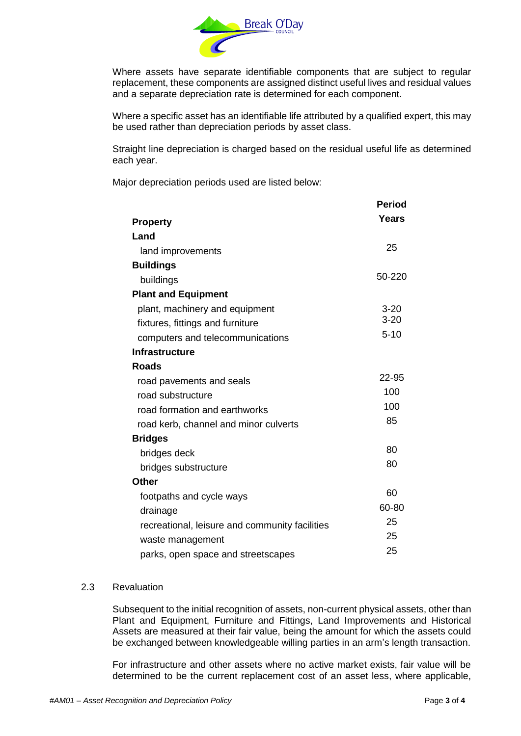Where assets have separate identifiable components that are subject to regular replacement, these components are assigned distinct useful lives and residual values and a separate depreciation rate is determined for each component.

Where a specific asset has an identifiable life attributed by a qualified expert, this may be used rather than depreciation periods by asset class.

Straight line depreciation is charged based on the residual useful life as determined each year.

Major depreciation periods used are listed below:

| | Period Years |
|---|---|
| **Property** | |
| **Land** | |
| land improvements | 25 |
| **Buildings** | |
| buildings | 50-220 |
| **Plant and Equipment** | |
| plant, machinery and equipment | 3-20 |
| fixtures, fittings and furniture | 3-20 |
| computers and telecommunications | 5-10 |
| **Infrastructure** | |
| **Roads** | |
| road pavements and seals | 22-95 |
| road substructure | 100 |
| road formation and earthworks | 100 |
| road kerb, channel and minor culverts | 85 |
| **Bridges** | |
| bridges deck | 80 |
| bridges substructure | 80 |
| **Other** | |
| footpaths and cycle ways | 60 |
| drainage | 60-80 |
| recreational, leisure and community facilities | 25 |
| waste management | 25 |
| parks, open space and streetscapes | 25 |

## 2.3 Revaluation

Subsequent to the initial recognition of assets, non-current physical assets, other than Plant and Equipment, Furniture and Fittings, Land Improvements and Historical Assets are measured at their fair value, being the amount for which the assets could be exchanged between knowledgeable willing parties in an arm's length transaction.

For infrastructure and other assets where no active market exists, fair value will be determined to be the current replacement cost of an asset less, where applicable,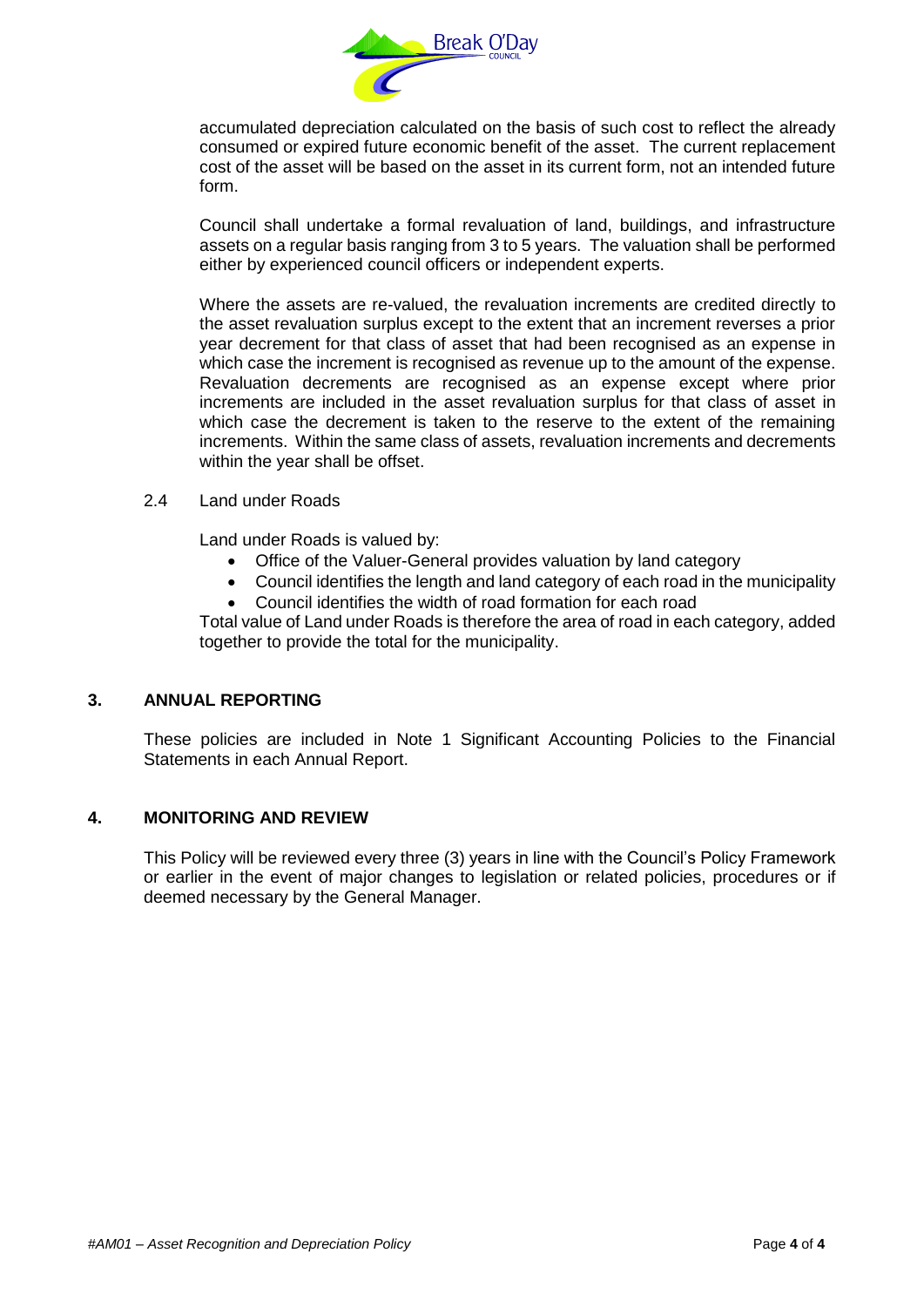accumulated depreciation calculated on the basis of such cost to reflect the already consumed or expired future economic benefit of the asset. The current replacement cost of the asset will be based on the asset in its current form, not an intended future form.

Council shall undertake a formal revaluation of land, buildings, and infrastructure assets on a regular basis ranging from 3 to 5 years. The valuation shall be performed either by experienced council officers or independent experts.

Where the assets are re-valued, the revaluation increments are credited directly to the asset revaluation surplus except to the extent that an increment reverses a prior year decrement for that class of asset that had been recognised as an expense in which case the increment is recognised as revenue up to the amount of the expense. Revaluation decrements are recognised as an expense except where prior increments are included in the asset revaluation surplus for that class of asset in which case the decrement is taken to the reserve to the extent of the remaining increments. Within the same class of assets, revaluation increments and decrements within the year shall be offset.

2.4 Land under Roads

Land under Roads is valued by:

- Office of the Valuer-General provides valuation by land category
- Council identifies the length and land category of each road in the municipality
- Council identifies the width of road formation for each road

Total value of Land under Roads is therefore the area of road in each category, added together to provide the total for the municipality.

## 3. ANNUAL REPORTING

These policies are included in Note 1 Significant Accounting Policies to the Financial Statements in each Annual Report.

## 4. MONITORING AND REVIEW

This Policy will be reviewed every three (3) years in line with the Council's Policy Framework or earlier in the event of major changes to legislation or related policies, procedures or if deemed necessary by the General Manager.